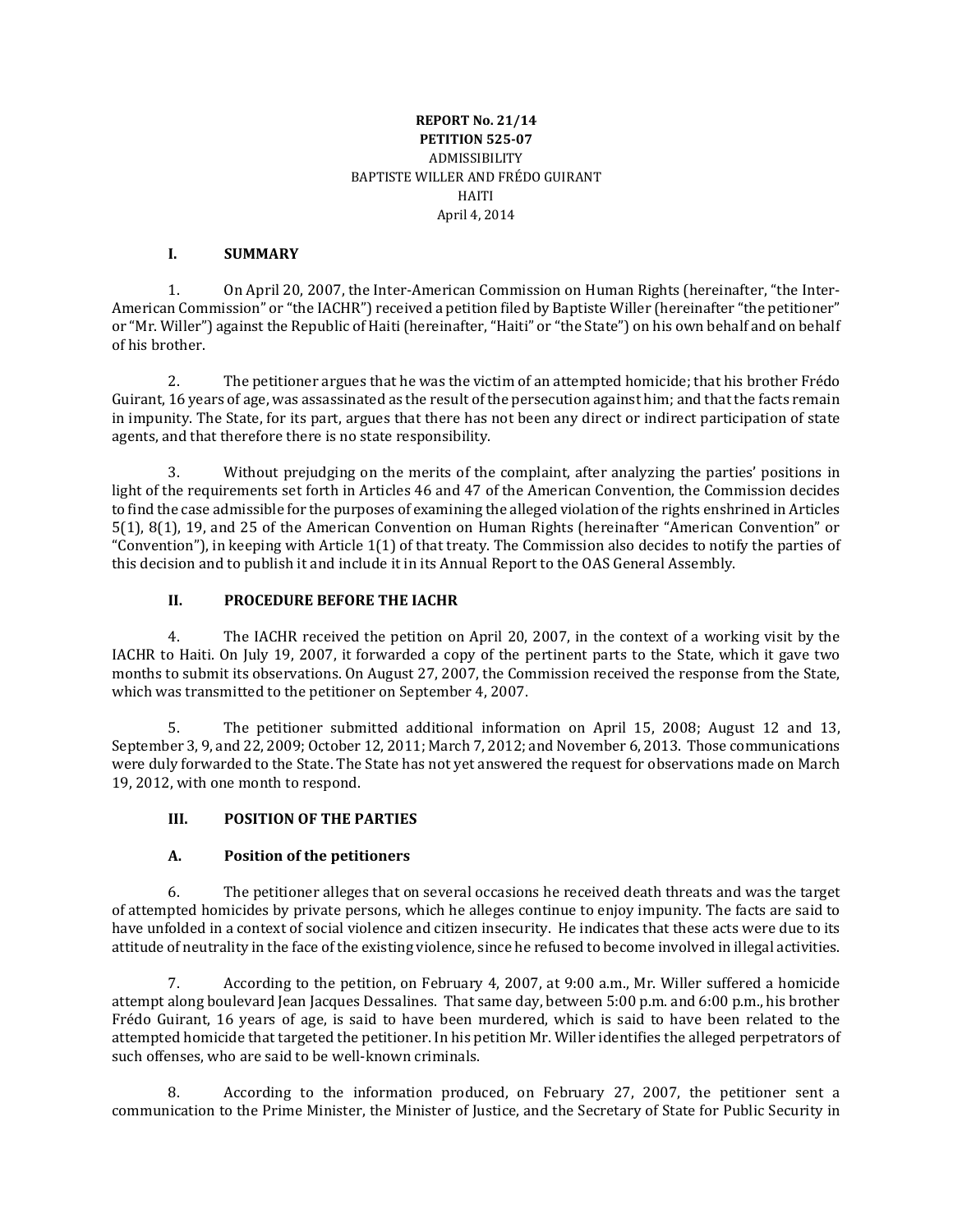**REPORT No. 21/14**
**PETITION 525-07**
ADMISSIBILITY
BAPTISTE WILLER AND FRÉDO GUIRANT
HAITI
April 4, 2014

## I. SUMMARY

1. On April 20, 2007, the Inter-American Commission on Human Rights (hereinafter, "the Inter-American Commission" or "the IACHR") received a petition filed by Baptiste Willer (hereinafter "the petitioner" or "Mr. Willer") against the Republic of Haiti (hereinafter, "Haiti" or "the State") on his own behalf and on behalf of his brother.

2. The petitioner argues that he was the victim of an attempted homicide; that his brother Frédo Guirant, 16 years of age, was assassinated as the result of the persecution against him; and that the facts remain in impunity. The State, for its part, argues that there has not been any direct or indirect participation of state agents, and that therefore there is no state responsibility.

3. Without prejudging on the merits of the complaint, after analyzing the parties' positions in light of the requirements set forth in Articles 46 and 47 of the American Convention, the Commission decides to find the case admissible for the purposes of examining the alleged violation of the rights enshrined in Articles 5(1), 8(1), 19, and 25 of the American Convention on Human Rights (hereinafter "American Convention" or "Convention"), in keeping with Article 1(1) of that treaty. The Commission also decides to notify the parties of this decision and to publish it and include it in its Annual Report to the OAS General Assembly.

## II. PROCEDURE BEFORE THE IACHR

4. The IACHR received the petition on April 20, 2007, in the context of a working visit by the IACHR to Haiti. On July 19, 2007, it forwarded a copy of the pertinent parts to the State, which it gave two months to submit its observations. On August 27, 2007, the Commission received the response from the State, which was transmitted to the petitioner on September 4, 2007.

5. The petitioner submitted additional information on April 15, 2008; August 12 and 13, September 3, 9, and 22, 2009; October 12, 2011; March 7, 2012; and November 6, 2013. Those communications were duly forwarded to the State. The State has not yet answered the request for observations made on March 19, 2012, with one month to respond.

## III. POSITION OF THE PARTIES

### A. Position of the petitioners

6. The petitioner alleges that on several occasions he received death threats and was the target of attempted homicides by private persons, which he alleges continue to enjoy impunity. The facts are said to have unfolded in a context of social violence and citizen insecurity. He indicates that these acts were due to its attitude of neutrality in the face of the existing violence, since he refused to become involved in illegal activities.

7. According to the petition, on February 4, 2007, at 9:00 a.m., Mr. Willer suffered a homicide attempt along boulevard Jean Jacques Dessalines. That same day, between 5:00 p.m. and 6:00 p.m., his brother Frédo Guirant, 16 years of age, is said to have been murdered, which is said to have been related to the attempted homicide that targeted the petitioner. In his petition Mr. Willer identifies the alleged perpetrators of such offenses, who are said to be well-known criminals.

8. According to the information produced, on February 27, 2007, the petitioner sent a communication to the Prime Minister, the Minister of Justice, and the Secretary of State for Public Security in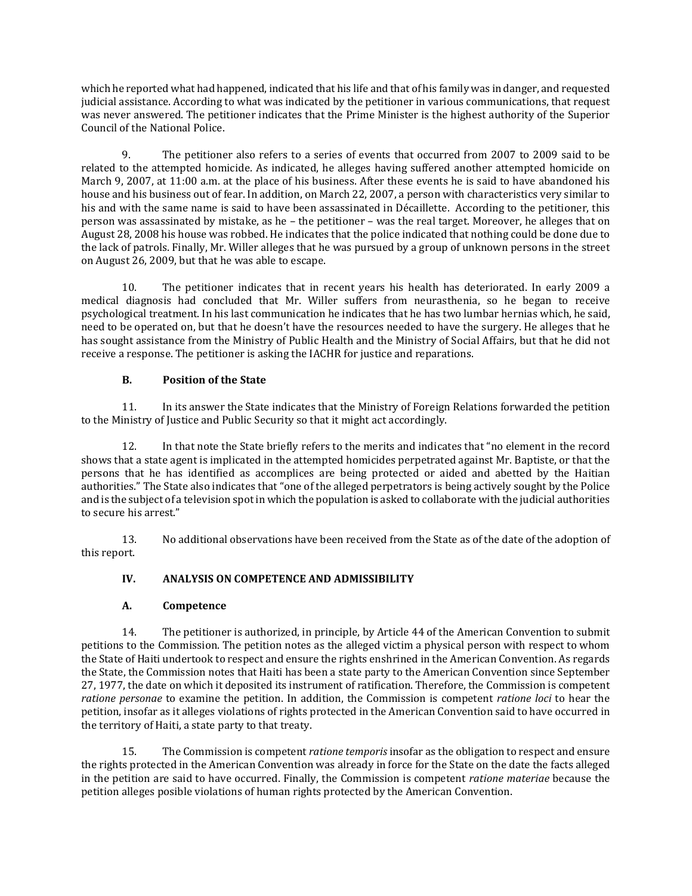which he reported what had happened, indicated that his life and that of his family was in danger, and requested judicial assistance. According to what was indicated by the petitioner in various communications, that request was never answered. The petitioner indicates that the Prime Minister is the highest authority of the Superior Council of the National Police.

9. The petitioner also refers to a series of events that occurred from 2007 to 2009 said to be related to the attempted homicide. As indicated, he alleges having suffered another attempted homicide on March 9, 2007, at 11:00 a.m. at the place of his business. After these events he is said to have abandoned his house and his business out of fear. In addition, on March 22, 2007, a person with characteristics very similar to his and with the same name is said to have been assassinated in Décaillette. According to the petitioner, this person was assassinated by mistake, as he – the petitioner – was the real target. Moreover, he alleges that on August 28, 2008 his house was robbed. He indicates that the police indicated that nothing could be done due to the lack of patrols. Finally, Mr. Willer alleges that he was pursued by a group of unknown persons in the street on August 26, 2009, but that he was able to escape.

10. The petitioner indicates that in recent years his health has deteriorated. In early 2009 a medical diagnosis had concluded that Mr. Willer suffers from neurasthenia, so he began to receive psychological treatment. In his last communication he indicates that he has two lumbar hernias which, he said, need to be operated on, but that he doesn't have the resources needed to have the surgery. He alleges that he has sought assistance from the Ministry of Public Health and the Ministry of Social Affairs, but that he did not receive a response. The petitioner is asking the IACHR for justice and reparations.

### B. Position of the State

11. In its answer the State indicates that the Ministry of Foreign Relations forwarded the petition to the Ministry of Justice and Public Security so that it might act accordingly.

12. In that note the State briefly refers to the merits and indicates that "no element in the record shows that a state agent is implicated in the attempted homicides perpetrated against Mr. Baptiste, or that the persons that he has identified as accomplices are being protected or aided and abetted by the Haitian authorities." The State also indicates that "one of the alleged perpetrators is being actively sought by the Police and is the subject of a television spot in which the population is asked to collaborate with the judicial authorities to secure his arrest."

13. No additional observations have been received from the State as of the date of the adoption of this report.

## IV. ANALYSIS ON COMPETENCE AND ADMISSIBILITY

### A. Competence

14. The petitioner is authorized, in principle, by Article 44 of the American Convention to submit petitions to the Commission. The petition notes as the alleged victim a physical person with respect to whom the State of Haiti undertook to respect and ensure the rights enshrined in the American Convention. As regards the State, the Commission notes that Haiti has been a state party to the American Convention since September 27, 1977, the date on which it deposited its instrument of ratification. Therefore, the Commission is competent *ratione personae* to examine the petition. In addition, the Commission is competent *ratione loci* to hear the petition, insofar as it alleges violations of rights protected in the American Convention said to have occurred in the territory of Haiti, a state party to that treaty.

15. The Commission is competent *ratione temporis* insofar as the obligation to respect and ensure the rights protected in the American Convention was already in force for the State on the date the facts alleged in the petition are said to have occurred. Finally, the Commission is competent *ratione materiae* because the petition alleges posible violations of human rights protected by the American Convention.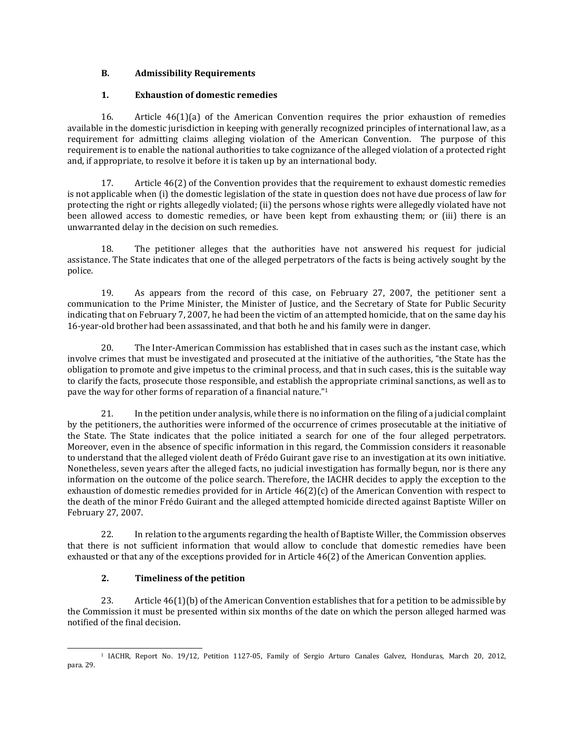### B. Admissibility Requirements

#### 1. Exhaustion of domestic remedies

16. Article 46(1)(a) of the American Convention requires the prior exhaustion of remedies available in the domestic jurisdiction in keeping with generally recognized principles of international law, as a requirement for admitting claims alleging violation of the American Convention. The purpose of this requirement is to enable the national authorities to take cognizance of the alleged violation of a protected right and, if appropriate, to resolve it before it is taken up by an international body.

17. Article 46(2) of the Convention provides that the requirement to exhaust domestic remedies is not applicable when (i) the domestic legislation of the state in question does not have due process of law for protecting the right or rights allegedly violated; (ii) the persons whose rights were allegedly violated have not been allowed access to domestic remedies, or have been kept from exhausting them; or (iii) there is an unwarranted delay in the decision on such remedies.

18. The petitioner alleges that the authorities have not answered his request for judicial assistance. The State indicates that one of the alleged perpetrators of the facts is being actively sought by the police.

19. As appears from the record of this case, on February 27, 2007, the petitioner sent a communication to the Prime Minister, the Minister of Justice, and the Secretary of State for Public Security indicating that on February 7, 2007, he had been the victim of an attempted homicide, that on the same day his 16-year-old brother had been assassinated, and that both he and his family were in danger.

20. The Inter-American Commission has established that in cases such as the instant case, which involve crimes that must be investigated and prosecuted at the initiative of the authorities, "the State has the obligation to promote and give impetus to the criminal process, and that in such cases, this is the suitable way to clarify the facts, prosecute those responsible, and establish the appropriate criminal sanctions, as well as to pave the way for other forms of reparation of a financial nature."[1]

21. In the petition under analysis, while there is no information on the filing of a judicial complaint by the petitioners, the authorities were informed of the occurrence of crimes prosecutable at the initiative of the State. The State indicates that the police initiated a search for one of the four alleged perpetrators. Moreover, even in the absence of specific information in this regard, the Commission considers it reasonable to understand that the alleged violent death of Frédo Guirant gave rise to an investigation at its own initiative. Nonetheless, seven years after the alleged facts, no judicial investigation has formally begun, nor is there any information on the outcome of the police search. Therefore, the IACHR decides to apply the exception to the exhaustion of domestic remedies provided for in Article 46(2)(c) of the American Convention with respect to the death of the minor Frédo Guirant and the alleged attempted homicide directed against Baptiste Willer on February 27, 2007.

22. In relation to the arguments regarding the health of Baptiste Willer, the Commission observes that there is not sufficient information that would allow to conclude that domestic remedies have been exhausted or that any of the exceptions provided for in Article 46(2) of the American Convention applies.

#### 2. Timeliness of the petition

23. Article 46(1)(b) of the American Convention establishes that for a petition to be admissible by the Commission it must be presented within six months of the date on which the person alleged harmed was notified of the final decision.

---

[1] IACHR, Report No. 19/12, Petition 1127-05, Family of Sergio Arturo Canales Galvez, Honduras, March 20, 2012, para. 29.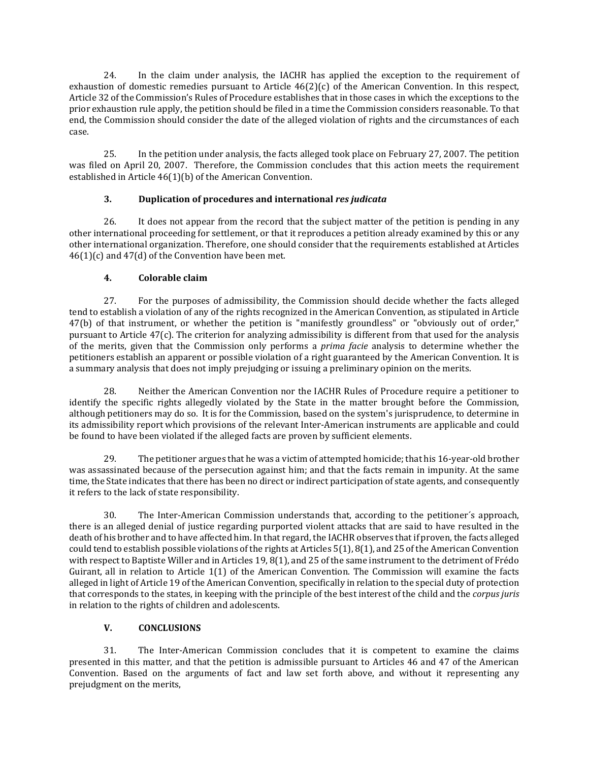24. In the claim under analysis, the IACHR has applied the exception to the requirement of exhaustion of domestic remedies pursuant to Article 46(2)(c) of the American Convention. In this respect, Article 32 of the Commission's Rules of Procedure establishes that in those cases in which the exceptions to the prior exhaustion rule apply, the petition should be filed in a time the Commission considers reasonable. To that end, the Commission should consider the date of the alleged violation of rights and the circumstances of each case.

25. In the petition under analysis, the facts alleged took place on February 27, 2007. The petition was filed on April 20, 2007. Therefore, the Commission concludes that this action meets the requirement established in Article 46(1)(b) of the American Convention.

### 3. Duplication of procedures and international *res judicata*

26. It does not appear from the record that the subject matter of the petition is pending in any other international proceeding for settlement, or that it reproduces a petition already examined by this or any other international organization. Therefore, one should consider that the requirements established at Articles 46(1)(c) and 47(d) of the Convention have been met.

### 4. Colorable claim

27. For the purposes of admissibility, the Commission should decide whether the facts alleged tend to establish a violation of any of the rights recognized in the American Convention, as stipulated in Article 47(b) of that instrument, or whether the petition is "manifestly groundless" or "obviously out of order," pursuant to Article 47(c). The criterion for analyzing admissibility is different from that used for the analysis of the merits, given that the Commission only performs a *prima facie* analysis to determine whether the petitioners establish an apparent or possible violation of a right guaranteed by the American Convention. It is a summary analysis that does not imply prejudging or issuing a preliminary opinion on the merits.

28. Neither the American Convention nor the IACHR Rules of Procedure require a petitioner to identify the specific rights allegedly violated by the State in the matter brought before the Commission, although petitioners may do so. It is for the Commission, based on the system's jurisprudence, to determine in its admissibility report which provisions of the relevant Inter-American instruments are applicable and could be found to have been violated if the alleged facts are proven by sufficient elements.

29. The petitioner argues that he was a victim of attempted homicide; that his 16-year-old brother was assassinated because of the persecution against him; and that the facts remain in impunity. At the same time, the State indicates that there has been no direct or indirect participation of state agents, and consequently it refers to the lack of state responsibility.

30. The Inter-American Commission understands that, according to the petitioner´s approach, there is an alleged denial of justice regarding purported violent attacks that are said to have resulted in the death of his brother and to have affected him. In that regard, the IACHR observes that if proven, the facts alleged could tend to establish possible violations of the rights at Articles 5(1), 8(1), and 25 of the American Convention with respect to Baptiste Willer and in Articles 19, 8(1), and 25 of the same instrument to the detriment of Frédo Guirant, all in relation to Article 1(1) of the American Convention. The Commission will examine the facts alleged in light of Article 19 of the American Convention, specifically in relation to the special duty of protection that corresponds to the states, in keeping with the principle of the best interest of the child and the *corpus juris* in relation to the rights of children and adolescents.

## V. CONCLUSIONS

31. The Inter-American Commission concludes that it is competent to examine the claims presented in this matter, and that the petition is admissible pursuant to Articles 46 and 47 of the American Convention. Based on the arguments of fact and law set forth above, and without it representing any prejudgment on the merits,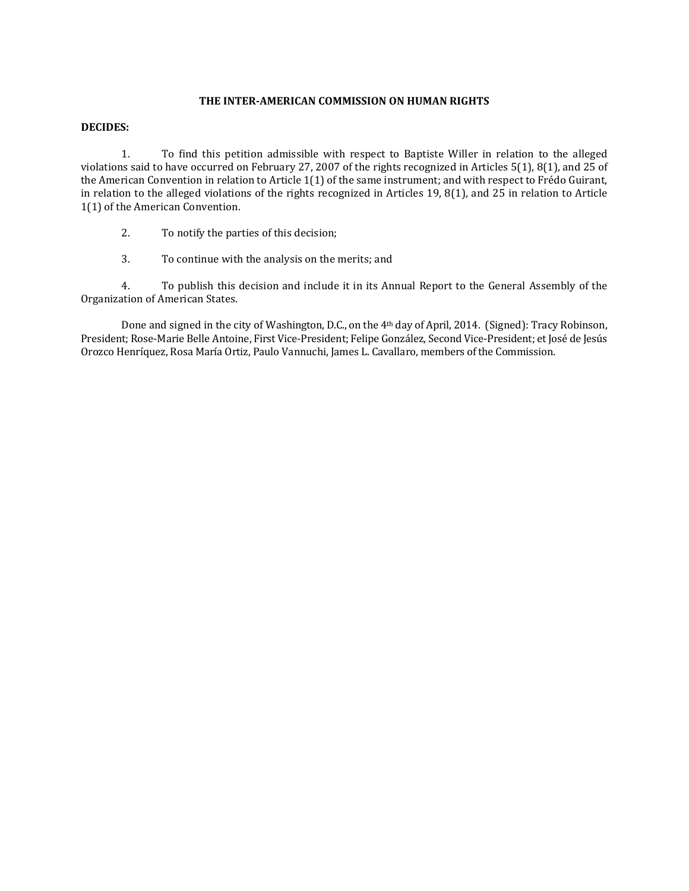**THE INTER-AMERICAN COMMISSION ON HUMAN RIGHTS**

**DECIDES:**

1. To find this petition admissible with respect to Baptiste Willer in relation to the alleged violations said to have occurred on February 27, 2007 of the rights recognized in Articles 5(1), 8(1), and 25 of the American Convention in relation to Article 1(1) of the same instrument; and with respect to Frédo Guirant, in relation to the alleged violations of the rights recognized in Articles 19, 8(1), and 25 in relation to Article 1(1) of the American Convention.

2. To notify the parties of this decision;

3. To continue with the analysis on the merits; and

4. To publish this decision and include it in its Annual Report to the General Assembly of the Organization of American States.

Done and signed in the city of Washington, D.C., on the 4th day of April, 2014. (Signed): Tracy Robinson, President; Rose-Marie Belle Antoine, First Vice-President; Felipe González, Second Vice-President; et José de Jesús Orozco Henríquez, Rosa María Ortiz, Paulo Vannuchi, James L. Cavallaro, members of the Commission.